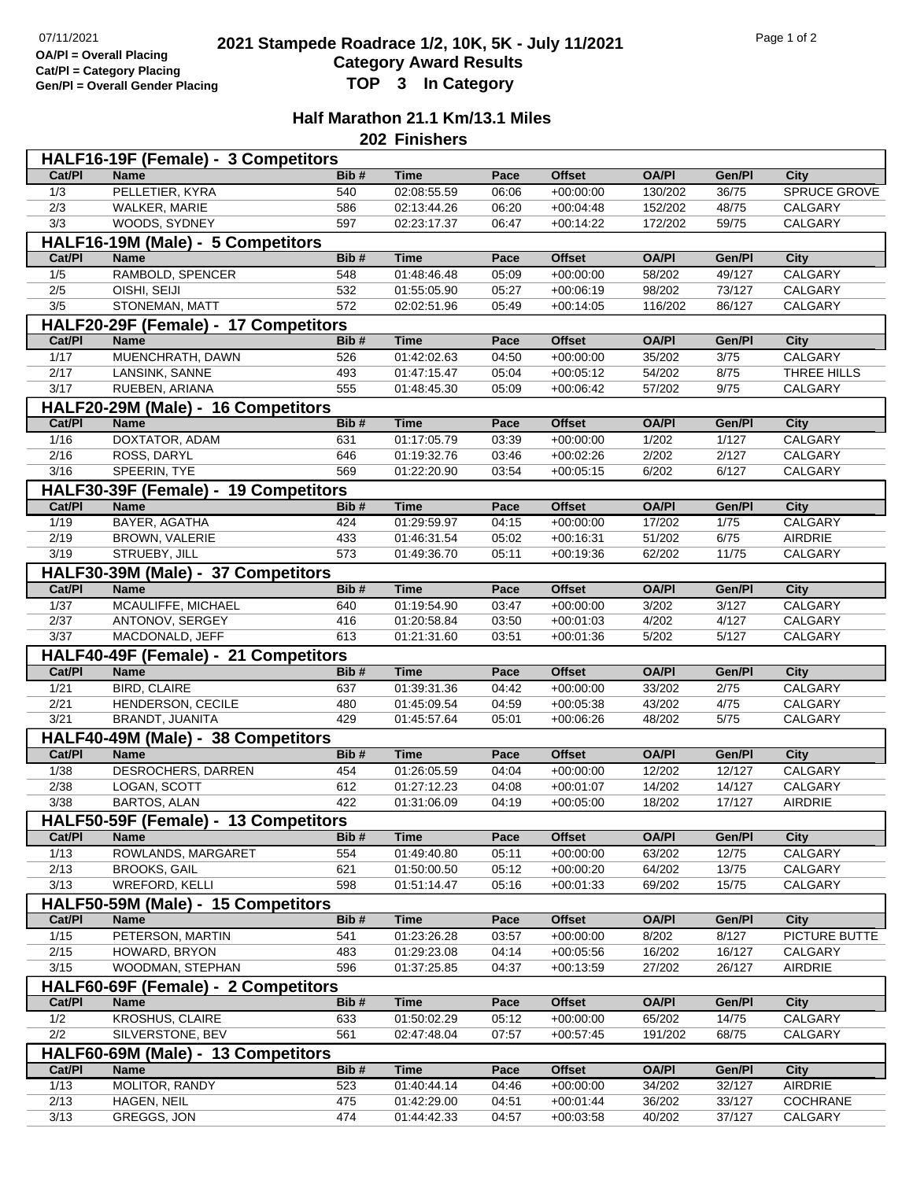07/11/2021

**OA/Pl = Overall Placing**
**Cat/Pl = Category Placing**
**Gen/Pl = Overall Gender Placing**

# 2021 Stampede Roadrace 1/2, 10K, 5K - July 11/2021
## Category Award Results
## TOP 3 In Category

### Half Marathon 21.1 Km/13.1 Miles
### 202 Finishers

**HALF16-19F (Female) - 3 Competitors**

| Cat/Pl | Name | Bib # | Time | Pace | Offset | OA/Pl | Gen/Pl | City |
|---|---|---|---|---|---|---|---|---|
| 1/3 | PELLETIER, KYRA | 540 | 02:08:55.59 | 06:06 | +00:00:00 | 130/202 | 36/75 | SPRUCE GROVE |
| 2/3 | WALKER, MARIE | 586 | 02:13:44.26 | 06:20 | +00:04:48 | 152/202 | 48/75 | CALGARY |
| 3/3 | WOODS, SYDNEY | 597 | 02:23:17.37 | 06:47 | +00:14:22 | 172/202 | 59/75 | CALGARY |

**HALF16-19M (Male) - 5 Competitors**

| Cat/Pl | Name | Bib # | Time | Pace | Offset | OA/Pl | Gen/Pl | City |
|---|---|---|---|---|---|---|---|---|
| 1/5 | RAMBOLD, SPENCER | 548 | 01:48:46.48 | 05:09 | +00:00:00 | 58/202 | 49/127 | CALGARY |
| 2/5 | OISHI, SEIJI | 532 | 01:55:05.90 | 05:27 | +00:06:19 | 98/202 | 73/127 | CALGARY |
| 3/5 | STONEMAN, MATT | 572 | 02:02:51.96 | 05:49 | +00:14:05 | 116/202 | 86/127 | CALGARY |

**HALF20-29F (Female) - 17 Competitors**

| Cat/Pl | Name | Bib # | Time | Pace | Offset | OA/Pl | Gen/Pl | City |
|---|---|---|---|---|---|---|---|---|
| 1/17 | MUENCHRATH, DAWN | 526 | 01:42:02.63 | 04:50 | +00:00:00 | 35/202 | 3/75 | CALGARY |
| 2/17 | LANSINK, SANNE | 493 | 01:47:15.47 | 05:04 | +00:05:12 | 54/202 | 8/75 | THREE HILLS |
| 3/17 | RUEBEN, ARIANA | 555 | 01:48:45.30 | 05:09 | +00:06:42 | 57/202 | 9/75 | CALGARY |

**HALF20-29M (Male) - 16 Competitors**

| Cat/Pl | Name | Bib # | Time | Pace | Offset | OA/Pl | Gen/Pl | City |
|---|---|---|---|---|---|---|---|---|
| 1/16 | DOXTATOR, ADAM | 631 | 01:17:05.79 | 03:39 | +00:00:00 | 1/202 | 1/127 | CALGARY |
| 2/16 | ROSS, DARYL | 646 | 01:19:32.76 | 03:46 | +00:02:26 | 2/202 | 2/127 | CALGARY |
| 3/16 | SPEERIN, TYE | 569 | 01:22:20.90 | 03:54 | +00:05:15 | 6/202 | 6/127 | CALGARY |

**HALF30-39F (Female) - 19 Competitors**

| Cat/Pl | Name | Bib # | Time | Pace | Offset | OA/Pl | Gen/Pl | City |
|---|---|---|---|---|---|---|---|---|
| 1/19 | BAYER, AGATHA | 424 | 01:29:59.97 | 04:15 | +00:00:00 | 17/202 | 1/75 | CALGARY |
| 2/19 | BROWN, VALERIE | 433 | 01:46:31.54 | 05:02 | +00:16:31 | 51/202 | 6/75 | AIRDRIE |
| 3/19 | STRUEBY, JILL | 573 | 01:49:36.70 | 05:11 | +00:19:36 | 62/202 | 11/75 | CALGARY |

**HALF30-39M (Male) - 37 Competitors**

| Cat/Pl | Name | Bib # | Time | Pace | Offset | OA/Pl | Gen/Pl | City |
|---|---|---|---|---|---|---|---|---|
| 1/37 | MCAULIFFE, MICHAEL | 640 | 01:19:54.90 | 03:47 | +00:00:00 | 3/202 | 3/127 | CALGARY |
| 2/37 | ANTONOV, SERGEY | 416 | 01:20:58.84 | 03:50 | +00:01:03 | 4/202 | 4/127 | CALGARY |
| 3/37 | MACDONALD, JEFF | 613 | 01:21:31.60 | 03:51 | +00:01:36 | 5/202 | 5/127 | CALGARY |

**HALF40-49F (Female) - 21 Competitors**

| Cat/Pl | Name | Bib # | Time | Pace | Offset | OA/Pl | Gen/Pl | City |
|---|---|---|---|---|---|---|---|---|
| 1/21 | BIRD, CLAIRE | 637 | 01:39:31.36 | 04:42 | +00:00:00 | 33/202 | 2/75 | CALGARY |
| 2/21 | HENDERSON, CECILE | 480 | 01:45:09.54 | 04:59 | +00:05:38 | 43/202 | 4/75 | CALGARY |
| 3/21 | BRANDT, JUANITA | 429 | 01:45:57.64 | 05:01 | +00:06:26 | 48/202 | 5/75 | CALGARY |

**HALF40-49M (Male) - 38 Competitors**

| Cat/Pl | Name | Bib # | Time | Pace | Offset | OA/Pl | Gen/Pl | City |
|---|---|---|---|---|---|---|---|---|
| 1/38 | DESROCHERS, DARREN | 454 | 01:26:05.59 | 04:04 | +00:00:00 | 12/202 | 12/127 | CALGARY |
| 2/38 | LOGAN, SCOTT | 612 | 01:27:12.23 | 04:08 | +00:01:07 | 14/202 | 14/127 | CALGARY |
| 3/38 | BARTOS, ALAN | 422 | 01:31:06.09 | 04:19 | +00:05:00 | 18/202 | 17/127 | AIRDRIE |

**HALF50-59F (Female) - 13 Competitors**

| Cat/Pl | Name | Bib # | Time | Pace | Offset | OA/Pl | Gen/Pl | City |
|---|---|---|---|---|---|---|---|---|
| 1/13 | ROWLANDS, MARGARET | 554 | 01:49:40.80 | 05:11 | +00:00:00 | 63/202 | 12/75 | CALGARY |
| 2/13 | BROOKS, GAIL | 621 | 01:50:00.50 | 05:12 | +00:00:20 | 64/202 | 13/75 | CALGARY |
| 3/13 | WREFORD, KELLI | 598 | 01:51:14.47 | 05:16 | +00:01:33 | 69/202 | 15/75 | CALGARY |

**HALF50-59M (Male) - 15 Competitors**

| Cat/Pl | Name | Bib # | Time | Pace | Offset | OA/Pl | Gen/Pl | City |
|---|---|---|---|---|---|---|---|---|
| 1/15 | PETERSON, MARTIN | 541 | 01:23:26.28 | 03:57 | +00:00:00 | 8/202 | 8/127 | PICTURE BUTTE |
| 2/15 | HOWARD, BRYON | 483 | 01:29:23.08 | 04:14 | +00:05:56 | 16/202 | 16/127 | CALGARY |
| 3/15 | WOODMAN, STEPHAN | 596 | 01:37:25.85 | 04:37 | +00:13:59 | 27/202 | 26/127 | AIRDRIE |

**HALF60-69F (Female) - 2 Competitors**

| Cat/Pl | Name | Bib # | Time | Pace | Offset | OA/Pl | Gen/Pl | City |
|---|---|---|---|---|---|---|---|---|
| 1/2 | KROSHUS, CLAIRE | 633 | 01:50:02.29 | 05:12 | +00:00:00 | 65/202 | 14/75 | CALGARY |
| 2/2 | SILVERSTONE, BEV | 561 | 02:47:48.04 | 07:57 | +00:57:45 | 191/202 | 68/75 | CALGARY |

**HALF60-69M (Male) - 13 Competitors**

| Cat/Pl | Name | Bib # | Time | Pace | Offset | OA/Pl | Gen/Pl | City |
|---|---|---|---|---|---|---|---|---|
| 1/13 | MOLITOR, RANDY | 523 | 01:40:44.14 | 04:46 | +00:00:00 | 34/202 | 32/127 | AIRDRIE |
| 2/13 | HAGEN, NEIL | 475 | 01:42:29.00 | 04:51 | +00:01:44 | 36/202 | 33/127 | COCHRANE |
| 3/13 | GREGGS, JON | 474 | 01:44:42.33 | 04:57 | +00:03:58 | 40/202 | 37/127 | CALGARY |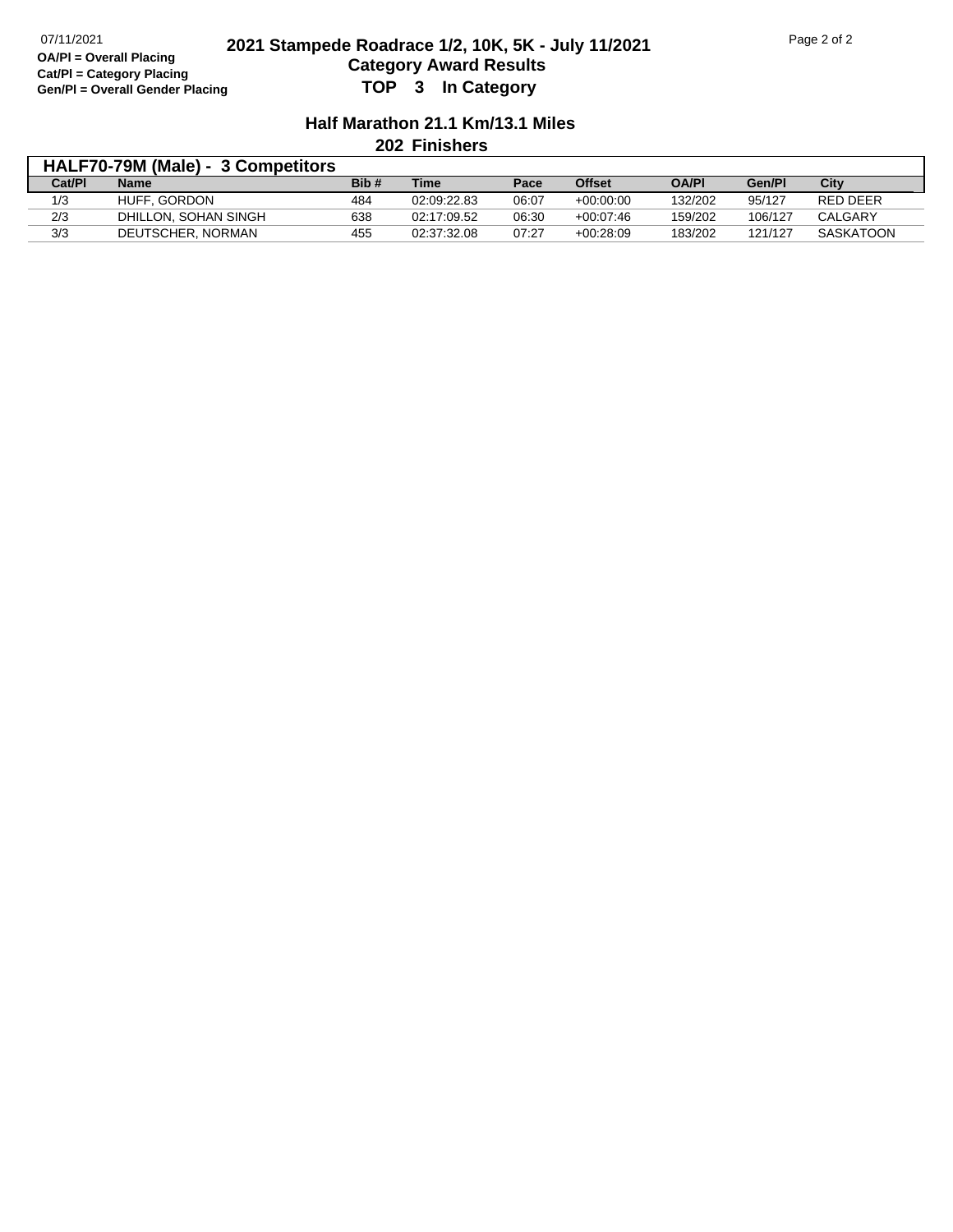07/11/2021

**OA/Pl = Overall Placing**
**Cat/Pl = Category Placing**
**Gen/Pl = Overall Gender Placing**

# 2021 Stampede Roadrace 1/2, 10K, 5K - July 11/2021
## Category Award Results
## TOP 3 In Category

### Half Marathon 21.1 Km/13.1 Miles
### 202 Finishers

**HALF70-79M (Male) - 3 Competitors**

| Cat/Pl | Name | Bib # | Time | Pace | Offset | OA/Pl | Gen/Pl | City |
|---|---|---|---|---|---|---|---|---|
| 1/3 | HUFF, GORDON | 484 | 02:09:22.83 | 06:07 | +00:00:00 | 132/202 | 95/127 | RED DEER |
| 2/3 | DHILLON, SOHAN SINGH | 638 | 02:17:09.52 | 06:30 | +00:07:46 | 159/202 | 106/127 | CALGARY |
| 3/3 | DEUTSCHER, NORMAN | 455 | 02:37:32.08 | 07:27 | +00:28:09 | 183/202 | 121/127 | SASKATOON |